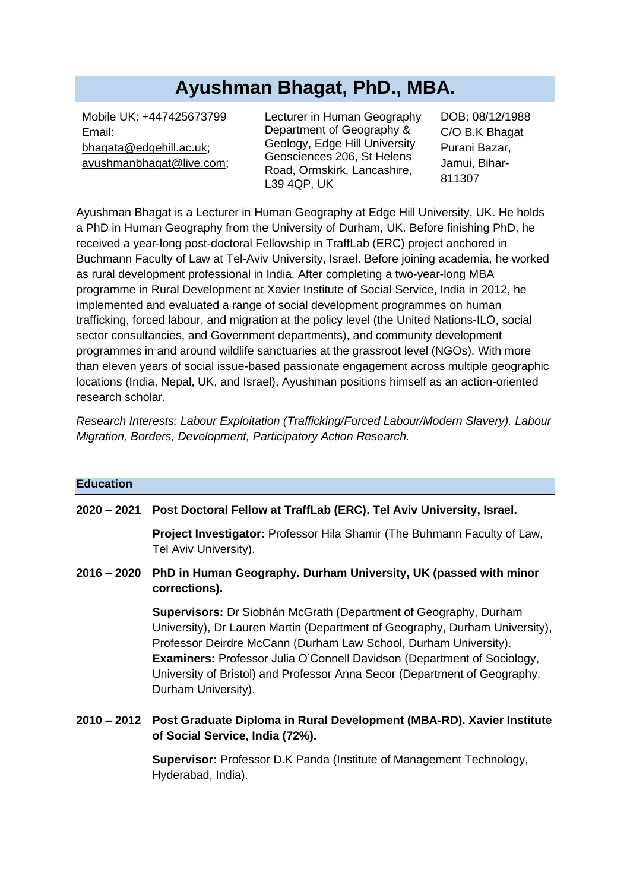# Ayushman Bhagat, PhD., MBA.

Mobile UK: +447425673799
Email:
bhagata@edgehill.ac.uk;
ayushmanbhagat@live.com;

Lecturer in Human Geography
Department of Geography & Geology, Edge Hill University
Geosciences 206, St Helens Road, Ormskirk, Lancashire, L39 4QP, UK

DOB: 08/12/1988
C/O B.K Bhagat
Purani Bazar,
Jamui, Bihar-811307

Ayushman Bhagat is a Lecturer in Human Geography at Edge Hill University, UK. He holds a PhD in Human Geography from the University of Durham, UK. Before finishing PhD, he received a year-long post-doctoral Fellowship in TraffLab (ERC) project anchored in Buchmann Faculty of Law at Tel-Aviv University, Israel. Before joining academia, he worked as rural development professional in India. After completing a two-year-long MBA programme in Rural Development at Xavier Institute of Social Service, India in 2012, he implemented and evaluated a range of social development programmes on human trafficking, forced labour, and migration at the policy level (the United Nations-ILO, social sector consultancies, and Government departments), and community development programmes in and around wildlife sanctuaries at the grassroot level (NGOs). With more than eleven years of social issue-based passionate engagement across multiple geographic locations (India, Nepal, UK, and Israel), Ayushman positions himself as an action-oriented research scholar.

*Research Interests: Labour Exploitation (Trafficking/Forced Labour/Modern Slavery), Labour Migration, Borders, Development, Participatory Action Research.*

## Education

**2020 – 2021 Post Doctoral Fellow at TraffLab (ERC). Tel Aviv University, Israel.**

**Project Investigator:** Professor Hila Shamir (The Buhmann Faculty of Law, Tel Aviv University).

**2016 – 2020 PhD in Human Geography. Durham University, UK (passed with minor corrections).**

**Supervisors:** Dr Siobhán McGrath (Department of Geography, Durham University), Dr Lauren Martin (Department of Geography, Durham University), Professor Deirdre McCann (Durham Law School, Durham University).
**Examiners:** Professor Julia O'Connell Davidson (Department of Sociology, University of Bristol) and Professor Anna Secor (Department of Geography, Durham University).

**2010 – 2012 Post Graduate Diploma in Rural Development (MBA-RD). Xavier Institute of Social Service, India (72%).**

**Supervisor:** Professor D.K Panda (Institute of Management Technology, Hyderabad, India).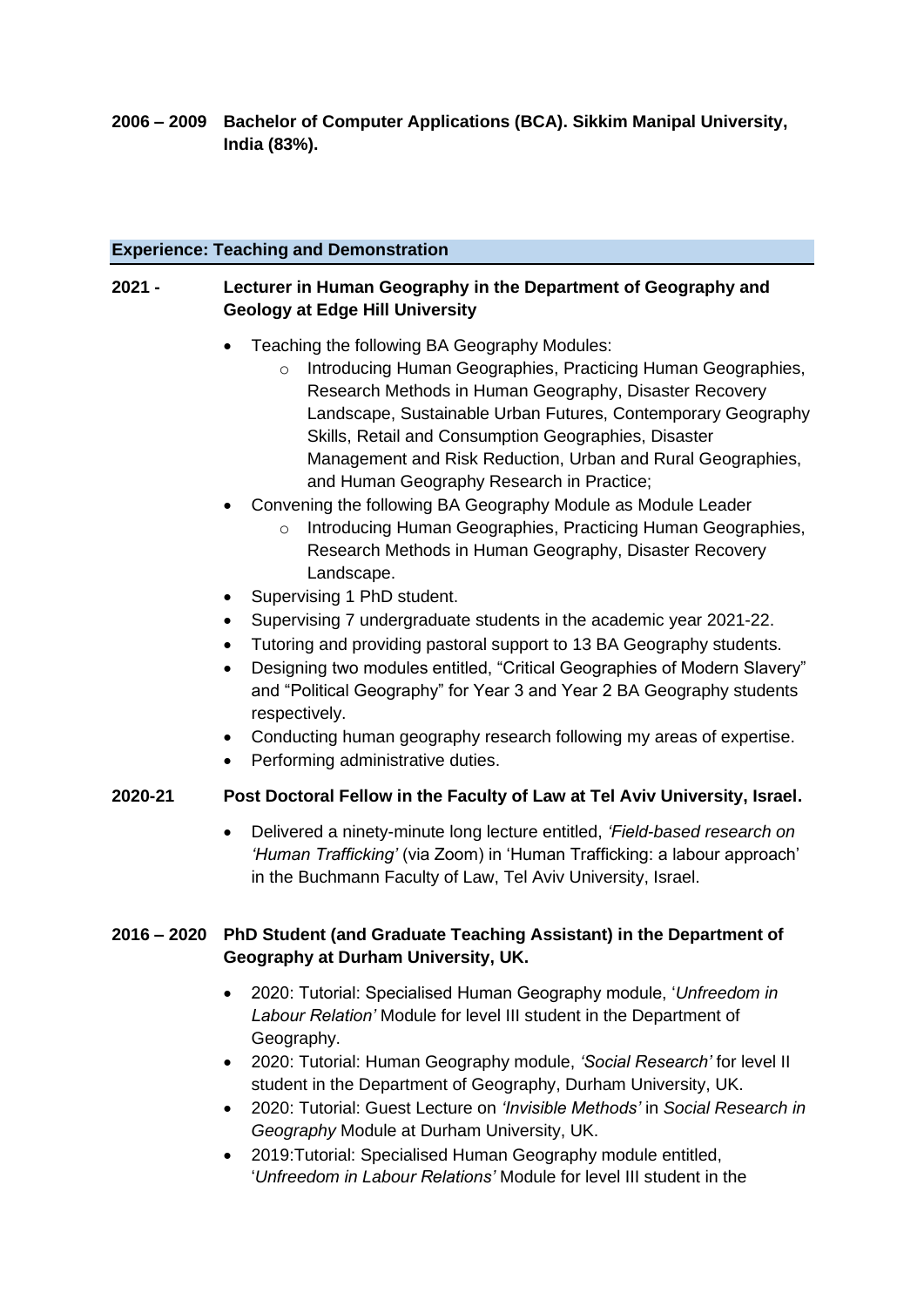**2006 – 2009 Bachelor of Computer Applications (BCA). Sikkim Manipal University, India (83%).**

## Experience: Teaching and Demonstration

**2021 - Lecturer in Human Geography in the Department of Geography and Geology at Edge Hill University**

- Teaching the following BA Geography Modules:
  - Introducing Human Geographies, Practicing Human Geographies, Research Methods in Human Geography, Disaster Recovery Landscape, Sustainable Urban Futures, Contemporary Geography Skills, Retail and Consumption Geographies, Disaster Management and Risk Reduction, Urban and Rural Geographies, and Human Geography Research in Practice;
- Convening the following BA Geography Module as Module Leader
  - Introducing Human Geographies, Practicing Human Geographies, Research Methods in Human Geography, Disaster Recovery Landscape.
- Supervising 1 PhD student.
- Supervising 7 undergraduate students in the academic year 2021-22.
- Tutoring and providing pastoral support to 13 BA Geography students.
- Designing two modules entitled, "Critical Geographies of Modern Slavery" and "Political Geography" for Year 3 and Year 2 BA Geography students respectively.
- Conducting human geography research following my areas of expertise.
- Performing administrative duties.

**2020-21 Post Doctoral Fellow in the Faculty of Law at Tel Aviv University, Israel.**

- Delivered a ninety-minute long lecture entitled, *'Field-based research on 'Human Trafficking'* (via Zoom) in 'Human Trafficking: a labour approach' in the Buchmann Faculty of Law, Tel Aviv University, Israel.

**2016 – 2020 PhD Student (and Graduate Teaching Assistant) in the Department of Geography at Durham University, UK.**

- 2020: Tutorial: Specialised Human Geography module, '*Unfreedom in Labour Relation'* Module for level III student in the Department of Geography.
- 2020: Tutorial: Human Geography module, *'Social Research'* for level II student in the Department of Geography, Durham University, UK.
- 2020: Tutorial: Guest Lecture on *'Invisible Methods'* in *Social Research in Geography* Module at Durham University, UK.
- 2019:Tutorial: Specialised Human Geography module entitled, '*Unfreedom in Labour Relations'* Module for level III student in the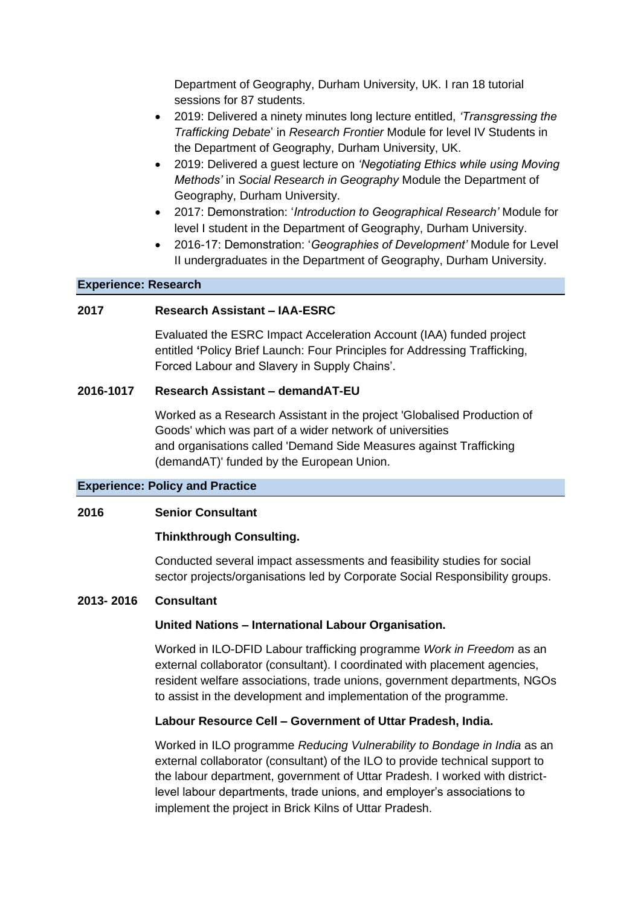Department of Geography, Durham University, UK. I ran 18 tutorial sessions for 87 students.

- 2019: Delivered a ninety minutes long lecture entitled, *'Transgressing the Trafficking Debate*' in *Research Frontier* Module for level IV Students in the Department of Geography, Durham University, UK.
- 2019: Delivered a guest lecture on *'Negotiating Ethics while using Moving Methods'* in *Social Research in Geography* Module the Department of Geography, Durham University.
- 2017: Demonstration: '*Introduction to Geographical Research'* Module for level I student in the Department of Geography, Durham University.
- 2016-17: Demonstration: '*Geographies of Development'* Module for Level II undergraduates in the Department of Geography, Durham University.

## Experience: Research

**2017 Research Assistant – IAA-ESRC**

Evaluated the ESRC Impact Acceleration Account (IAA) funded project entitled **'**Policy Brief Launch: Four Principles for Addressing Trafficking, Forced Labour and Slavery in Supply Chains'.

**2016-1017 Research Assistant – demandAT-EU**

Worked as a Research Assistant in the project 'Globalised Production of Goods' which was part of a wider network of universities and organisations called 'Demand Side Measures against Trafficking (demandAT)' funded by the European Union.

## Experience: Policy and Practice

**2016 Senior Consultant**

**Thinkthrough Consulting.**

Conducted several impact assessments and feasibility studies for social sector projects/organisations led by Corporate Social Responsibility groups.

**2013- 2016 Consultant**

**United Nations – International Labour Organisation.**

Worked in ILO-DFID Labour trafficking programme *Work in Freedom* as an external collaborator (consultant). I coordinated with placement agencies, resident welfare associations, trade unions, government departments, NGOs to assist in the development and implementation of the programme.

**Labour Resource Cell – Government of Uttar Pradesh, India.**

Worked in ILO programme *Reducing Vulnerability to Bondage in India* as an external collaborator (consultant) of the ILO to provide technical support to the labour department, government of Uttar Pradesh. I worked with district-level labour departments, trade unions, and employer's associations to implement the project in Brick Kilns of Uttar Pradesh.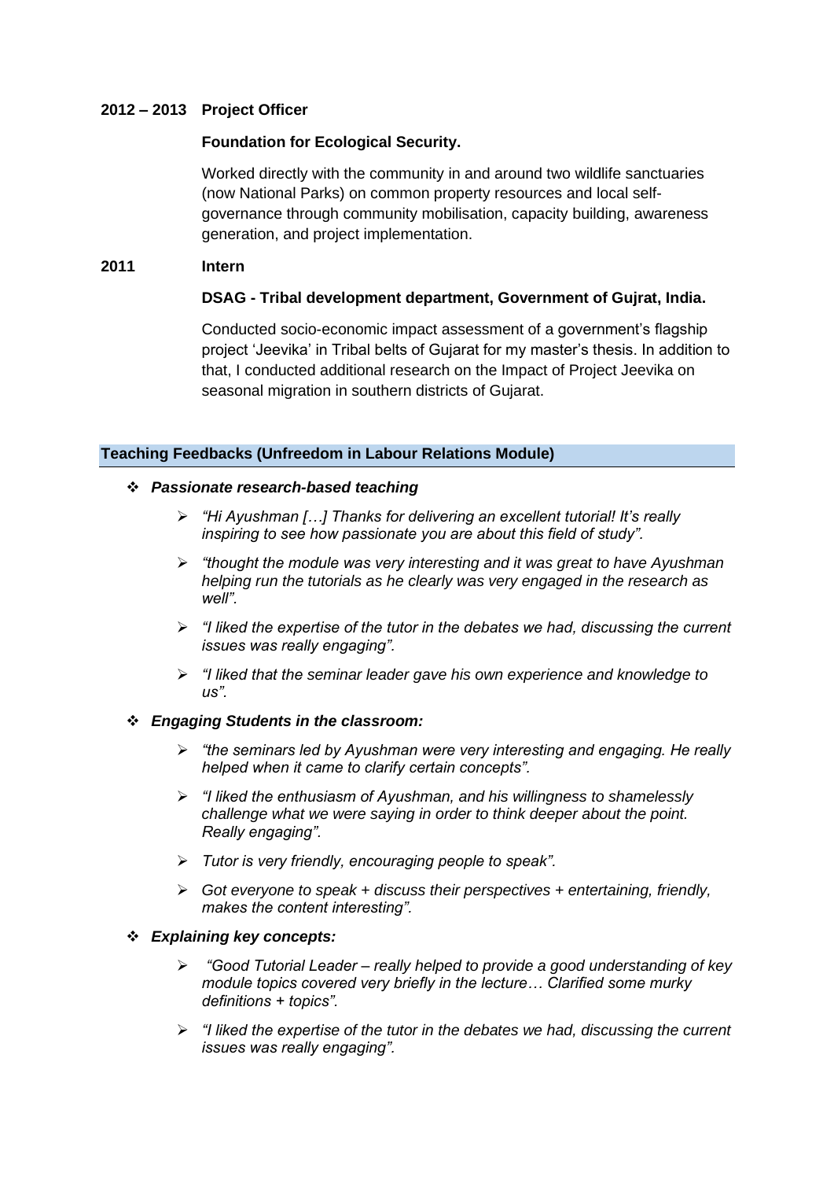**2012 – 2013 Project Officer**

**Foundation for Ecological Security.**

Worked directly with the community in and around two wildlife sanctuaries (now National Parks) on common property resources and local self-governance through community mobilisation, capacity building, awareness generation, and project implementation.

**2011 Intern**

**DSAG - Tribal development department, Government of Gujrat, India.**

Conducted socio-economic impact assessment of a government's flagship project 'Jeevika' in Tribal belts of Gujarat for my master's thesis. In addition to that, I conducted additional research on the Impact of Project Jeevika on seasonal migration in southern districts of Gujarat.

## Teaching Feedbacks (Unfreedom in Labour Relations Module)

- ***Passionate research-based teaching***
  - *"Hi Ayushman […] Thanks for delivering an excellent tutorial! It's really inspiring to see how passionate you are about this field of study".*
  - *"thought the module was very interesting and it was great to have Ayushman helping run the tutorials as he clearly was very engaged in the research as well".*
  - *"I liked the expertise of the tutor in the debates we had, discussing the current issues was really engaging".*
  - *"I liked that the seminar leader gave his own experience and knowledge to us".*
- ***Engaging Students in the classroom:***
  - *"the seminars led by Ayushman were very interesting and engaging. He really helped when it came to clarify certain concepts".*
  - *"I liked the enthusiasm of Ayushman, and his willingness to shamelessly challenge what we were saying in order to think deeper about the point. Really engaging".*
  - *Tutor is very friendly, encouraging people to speak".*
  - *Got everyone to speak + discuss their perspectives + entertaining, friendly, makes the content interesting".*
- ***Explaining key concepts:***
  - *"Good Tutorial Leader – really helped to provide a good understanding of key module topics covered very briefly in the lecture… Clarified some murky definitions + topics".*
  - *"I liked the expertise of the tutor in the debates we had, discussing the current issues was really engaging".*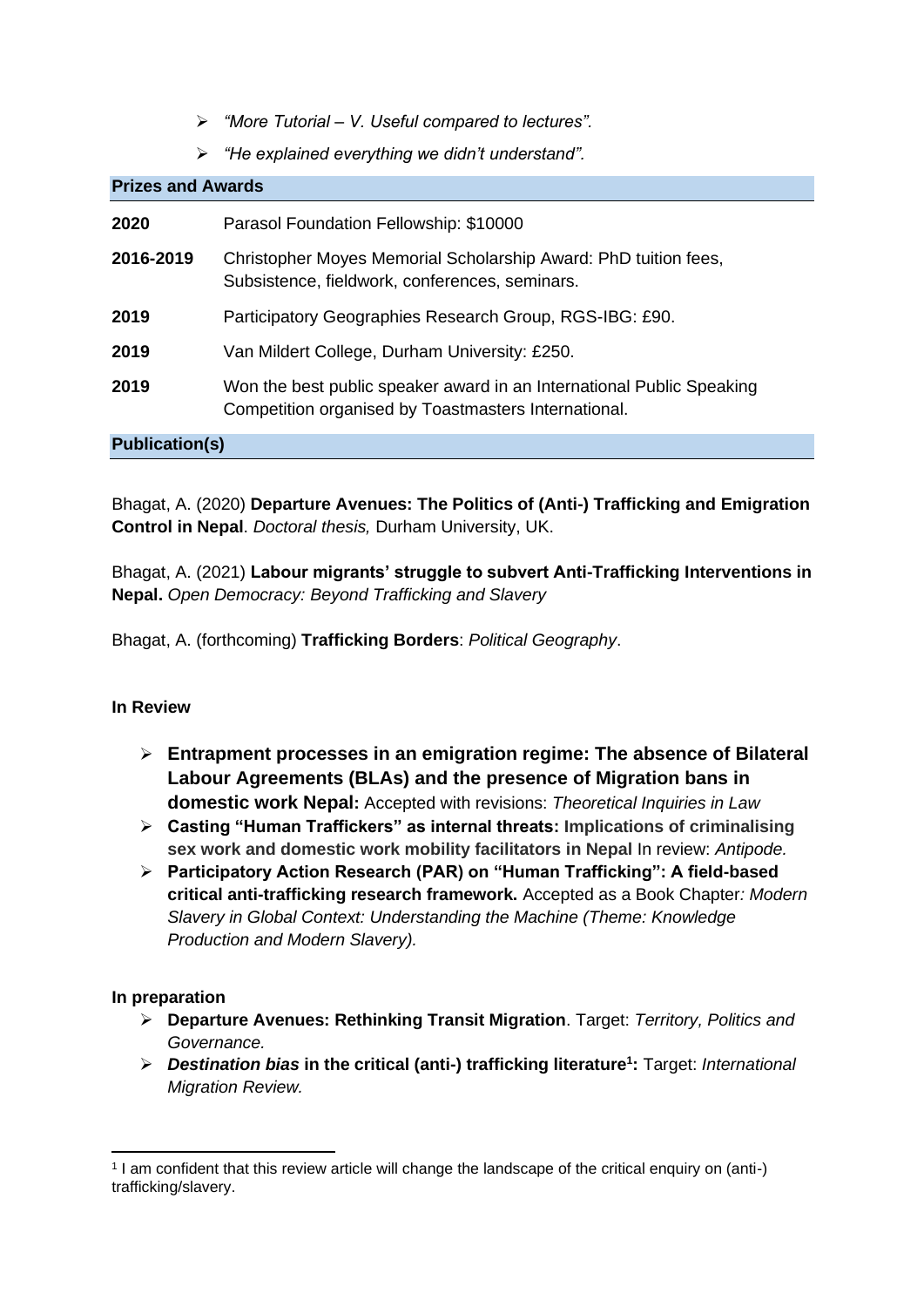- *"More Tutorial – V. Useful compared to lectures".*
- *"He explained everything we didn't understand".*

## Prizes and Awards

| | |
|---|---|
| **2020** | Parasol Foundation Fellowship: $10000 |
| **2016-2019** | Christopher Moyes Memorial Scholarship Award: PhD tuition fees, Subsistence, fieldwork, conferences, seminars. |
| **2019** | Participatory Geographies Research Group, RGS-IBG: £90. |
| **2019** | Van Mildert College, Durham University: £250. |
| **2019** | Won the best public speaker award in an International Public Speaking Competition organised by Toastmasters International. |

## Publication(s)

Bhagat, A. (2020) **Departure Avenues: The Politics of (Anti-) Trafficking and Emigration Control in Nepal**. *Doctoral thesis,* Durham University, UK.

Bhagat, A. (2021) **Labour migrants' struggle to subvert Anti-Trafficking Interventions in Nepal.** *Open Democracy: Beyond Trafficking and Slavery*

Bhagat, A. (forthcoming) **Trafficking Borders**: *Political Geography*.

**In Review**

- **Entrapment processes in an emigration regime: The absence of Bilateral Labour Agreements (BLAs) and the presence of Migration bans in domestic work Nepal:** Accepted with revisions: *Theoretical Inquiries in Law*
- **Casting "Human Traffickers" as internal threats: Implications of criminalising sex work and domestic work mobility facilitators in Nepal** In review: *Antipode.*
- **Participatory Action Research (PAR) on "Human Trafficking": A field-based critical anti-trafficking research framework.** Accepted as a Book Chapter*: Modern Slavery in Global Context: Understanding the Machine (Theme: Knowledge Production and Modern Slavery).*

**In preparation**

- **Departure Avenues: Rethinking Transit Migration**. Target: *Territory, Politics and Governance.*
- ***Destination bias* in the critical (anti-) trafficking literature[1]:** Target: *International Migration Review.*

---

[1] I am confident that this review article will change the landscape of the critical enquiry on (anti-) trafficking/slavery.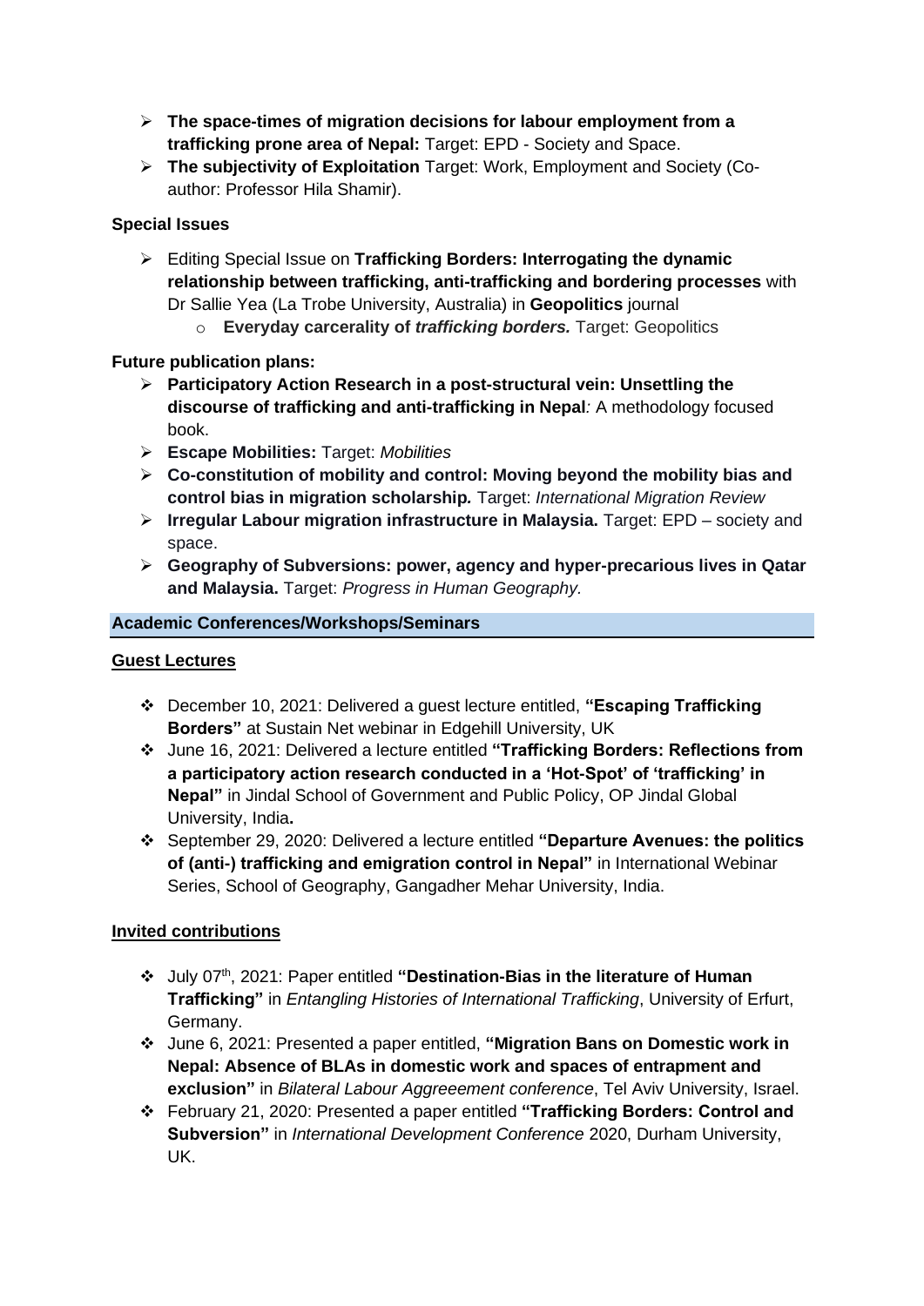- **The space-times of migration decisions for labour employment from a trafficking prone area of Nepal:** Target: EPD - Society and Space.
- **The subjectivity of Exploitation** Target: Work, Employment and Society (Co-author: Professor Hila Shamir).

**Special Issues**

- Editing Special Issue on **Trafficking Borders: Interrogating the dynamic relationship between trafficking, anti-trafficking and bordering processes** with Dr Sallie Yea (La Trobe University, Australia) in **Geopolitics** journal
    - **Everyday carcerality of *trafficking borders.*** Target: Geopolitics

**Future publication plans:**

- **Participatory Action Research in a post-structural vein: Unsettling the discourse of trafficking and anti-trafficking in Nepal***:* A methodology focused book.
- **Escape Mobilities:** Target: *Mobilities*
- **Co-constitution of mobility and control: Moving beyond the mobility bias and control bias in migration scholarship***.* Target: *International Migration Review*
- **Irregular Labour migration infrastructure in Malaysia.** Target: EPD – society and space.
- **Geography of Subversions: power, agency and hyper-precarious lives in Qatar and Malaysia.** Target: *Progress in Human Geography.*

## Academic Conferences/Workshops/Seminars

**Guest Lectures**

- December 10, 2021: Delivered a guest lecture entitled, **"Escaping Trafficking Borders"** at Sustain Net webinar in Edgehill University, UK
- June 16, 2021: Delivered a lecture entitled **"Trafficking Borders: Reflections from a participatory action research conducted in a 'Hot-Spot' of 'trafficking' in Nepal"** in Jindal School of Government and Public Policy, OP Jindal Global University, India**.**
- September 29, 2020: Delivered a lecture entitled **"Departure Avenues: the politics of (anti-) trafficking and emigration control in Nepal"** in International Webinar Series, School of Geography, Gangadher Mehar University, India.

**Invited contributions**

- July 07th, 2021: Paper entitled **"Destination-Bias in the literature of Human Trafficking"** in *Entangling Histories of International Trafficking*, University of Erfurt, Germany.
- June 6, 2021: Presented a paper entitled, **"Migration Bans on Domestic work in Nepal: Absence of BLAs in domestic work and spaces of entrapment and exclusion"** in *Bilateral Labour Aggreeement conference*, Tel Aviv University, Israel.
- February 21, 2020: Presented a paper entitled **"Trafficking Borders: Control and Subversion"** in *International Development Conference* 2020, Durham University, UK.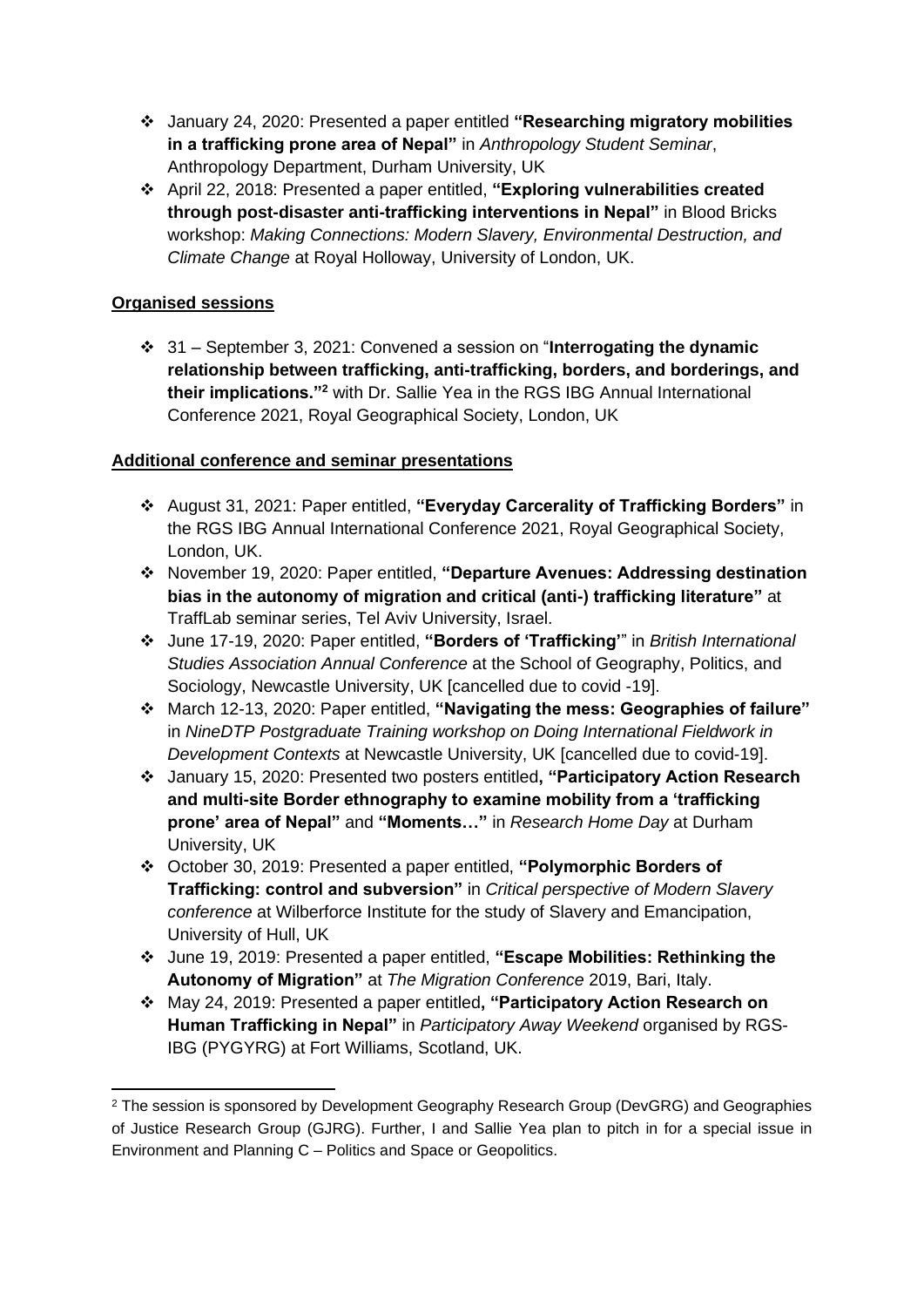- January 24, 2020: Presented a paper entitled **"Researching migratory mobilities in a trafficking prone area of Nepal"** in *Anthropology Student Seminar*, Anthropology Department, Durham University, UK
- April 22, 2018: Presented a paper entitled, **"Exploring vulnerabilities created through post-disaster anti-trafficking interventions in Nepal"** in Blood Bricks workshop: *Making Connections: Modern Slavery, Environmental Destruction, and Climate Change* at Royal Holloway, University of London, UK.

**Organised sessions**

- 31 – September 3, 2021: Convened a session on "**Interrogating the dynamic relationship between trafficking, anti-trafficking, borders, and borderings, and their implications."**[2] with Dr. Sallie Yea in the RGS IBG Annual International Conference 2021, Royal Geographical Society, London, UK

**Additional conference and seminar presentations**

- August 31, 2021: Paper entitled, **"Everyday Carcerality of Trafficking Borders"** in the RGS IBG Annual International Conference 2021, Royal Geographical Society, London, UK.
- November 19, 2020: Paper entitled, **"Departure Avenues: Addressing destination bias in the autonomy of migration and critical (anti-) trafficking literature"** at TraffLab seminar series, Tel Aviv University, Israel.
- June 17-19, 2020: Paper entitled, **"Borders of 'Trafficking'"** in *British International Studies Association Annual Conference* at the School of Geography, Politics, and Sociology, Newcastle University, UK [cancelled due to covid -19].
- March 12-13, 2020: Paper entitled, **"Navigating the mess: Geographies of failure"** in *NineDTP Postgraduate Training workshop on Doing International Fieldwork in Development Contexts* at Newcastle University, UK [cancelled due to covid-19].
- January 15, 2020: Presented two posters entitled**, "Participatory Action Research and multi-site Border ethnography to examine mobility from a 'trafficking prone' area of Nepal"** and **"Moments…"** in *Research Home Day* at Durham University, UK
- October 30, 2019: Presented a paper entitled, **"Polymorphic Borders of Trafficking: control and subversion"** in *Critical perspective of Modern Slavery conference* at Wilberforce Institute for the study of Slavery and Emancipation, University of Hull, UK
- June 19, 2019: Presented a paper entitled, **"Escape Mobilities: Rethinking the Autonomy of Migration"** at *The Migration Conference* 2019, Bari, Italy.
- May 24, 2019: Presented a paper entitled**, "Participatory Action Research on Human Trafficking in Nepal"** in *Participatory Away Weekend* organised by RGS-IBG (PYGYRG) at Fort Williams, Scotland, UK.

---

[2] The session is sponsored by Development Geography Research Group (DevGRG) and Geographies of Justice Research Group (GJRG). Further, I and Sallie Yea plan to pitch in for a special issue in Environment and Planning C – Politics and Space or Geopolitics.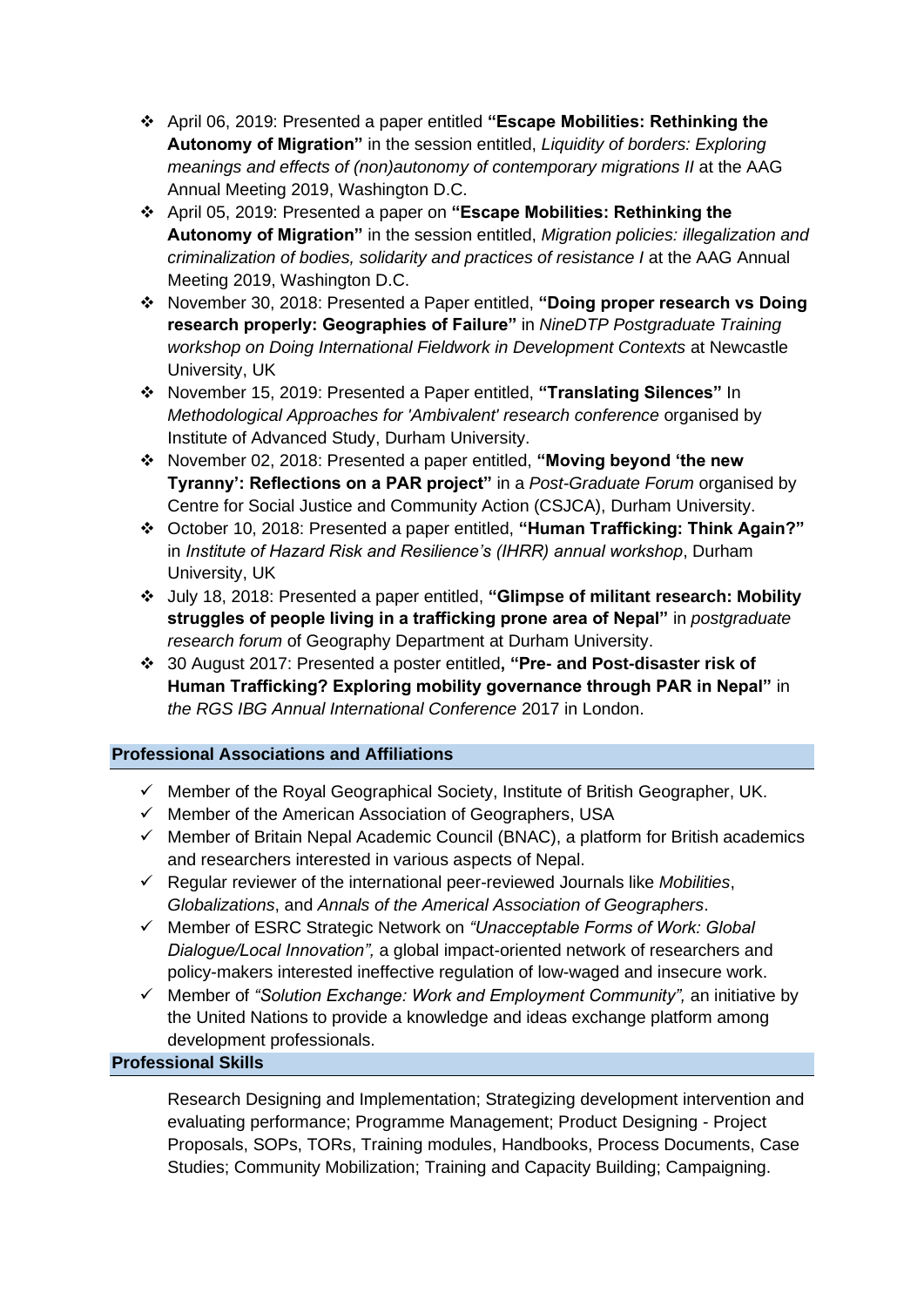- April 06, 2019: Presented a paper entitled **"Escape Mobilities: Rethinking the Autonomy of Migration"** in the session entitled, *Liquidity of borders: Exploring meanings and effects of (non)autonomy of contemporary migrations II* at the AAG Annual Meeting 2019, Washington D.C.
- April 05, 2019: Presented a paper on **"Escape Mobilities: Rethinking the Autonomy of Migration"** in the session entitled, *Migration policies: illegalization and criminalization of bodies, solidarity and practices of resistance I* at the AAG Annual Meeting 2019, Washington D.C.
- November 30, 2018: Presented a Paper entitled, **"Doing proper research vs Doing research properly: Geographies of Failure"** in *NineDTP Postgraduate Training workshop on Doing International Fieldwork in Development Contexts* at Newcastle University, UK
- November 15, 2019: Presented a Paper entitled, **"Translating Silences"** In *Methodological Approaches for 'Ambivalent' research conference* organised by Institute of Advanced Study, Durham University.
- November 02, 2018: Presented a paper entitled, **"Moving beyond 'the new Tyranny': Reflections on a PAR project"** in a *Post-Graduate Forum* organised by Centre for Social Justice and Community Action (CSJCA), Durham University.
- October 10, 2018: Presented a paper entitled, **"Human Trafficking: Think Again?"** in *Institute of Hazard Risk and Resilience's (IHRR) annual workshop*, Durham University, UK
- July 18, 2018: Presented a paper entitled, **"Glimpse of militant research: Mobility struggles of people living in a trafficking prone area of Nepal"** in *postgraduate research forum* of Geography Department at Durham University.
- 30 August 2017: Presented a poster entitled**, "Pre- and Post-disaster risk of Human Trafficking? Exploring mobility governance through PAR in Nepal"** in *the RGS IBG Annual International Conference* 2017 in London.

## Professional Associations and Affiliations

- ✓ Member of the Royal Geographical Society, Institute of British Geographer, UK.
- ✓ Member of the American Association of Geographers, USA
- ✓ Member of Britain Nepal Academic Council (BNAC), a platform for British academics and researchers interested in various aspects of Nepal.
- ✓ Regular reviewer of the international peer-reviewed Journals like *Mobilities*, *Globalizations*, and *Annals of the Americal Association of Geographers*.
- ✓ Member of ESRC Strategic Network on *"Unacceptable Forms of Work: Global Dialogue/Local Innovation",* a global impact-oriented network of researchers and policy-makers interested ineffective regulation of low-waged and insecure work.
- ✓ Member of *"Solution Exchange: Work and Employment Community",* an initiative by the United Nations to provide a knowledge and ideas exchange platform among development professionals.

## Professional Skills

Research Designing and Implementation; Strategizing development intervention and evaluating performance; Programme Management; Product Designing - Project Proposals, SOPs, TORs, Training modules, Handbooks, Process Documents, Case Studies; Community Mobilization; Training and Capacity Building; Campaigning.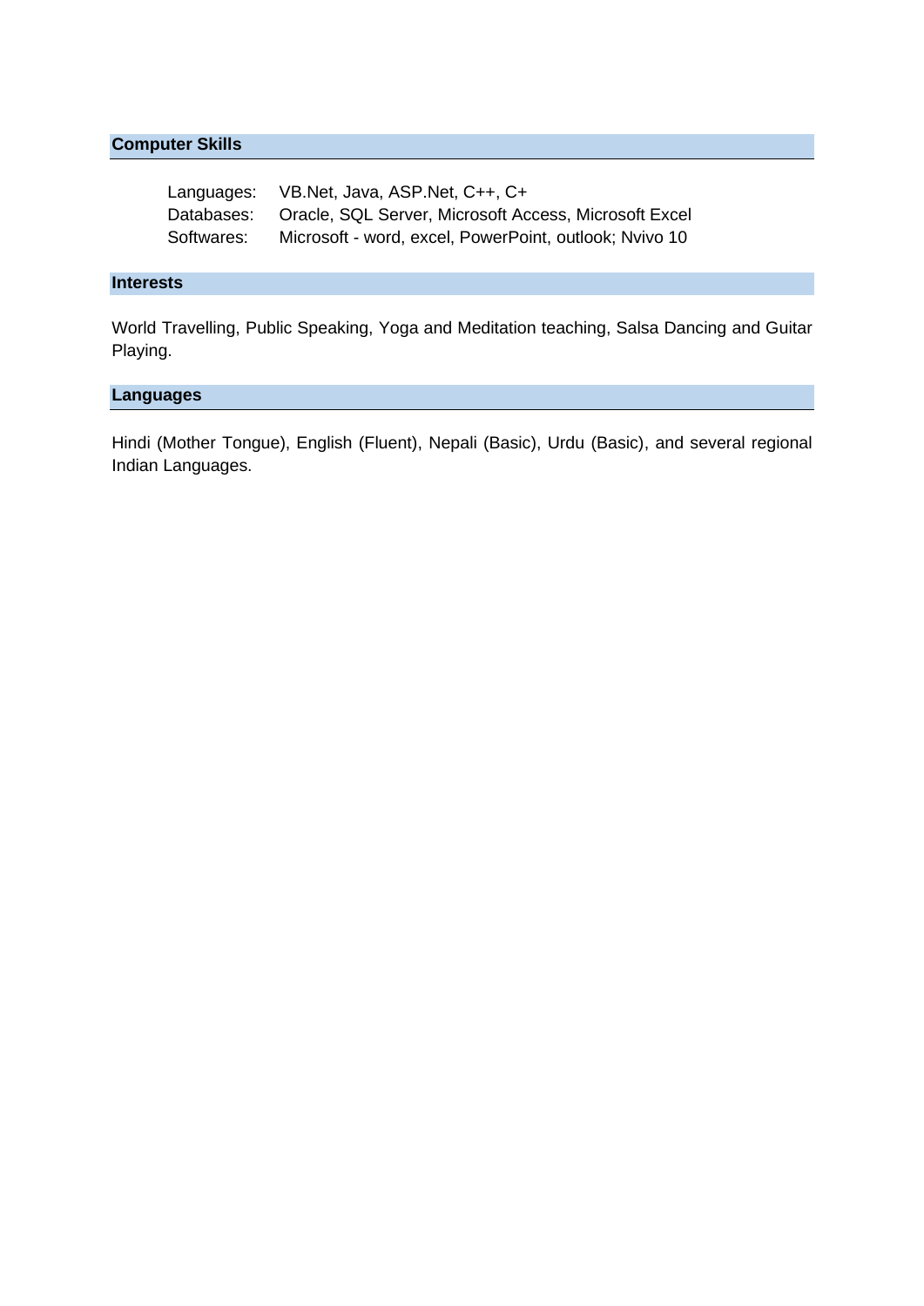## Computer Skills

Languages: VB.Net, Java, ASP.Net, C++, C+
Databases: Oracle, SQL Server, Microsoft Access, Microsoft Excel
Softwares: Microsoft - word, excel, PowerPoint, outlook; Nvivo 10

## Interests

World Travelling, Public Speaking, Yoga and Meditation teaching, Salsa Dancing and Guitar Playing.

## Languages

Hindi (Mother Tongue), English (Fluent), Nepali (Basic), Urdu (Basic), and several regional Indian Languages.